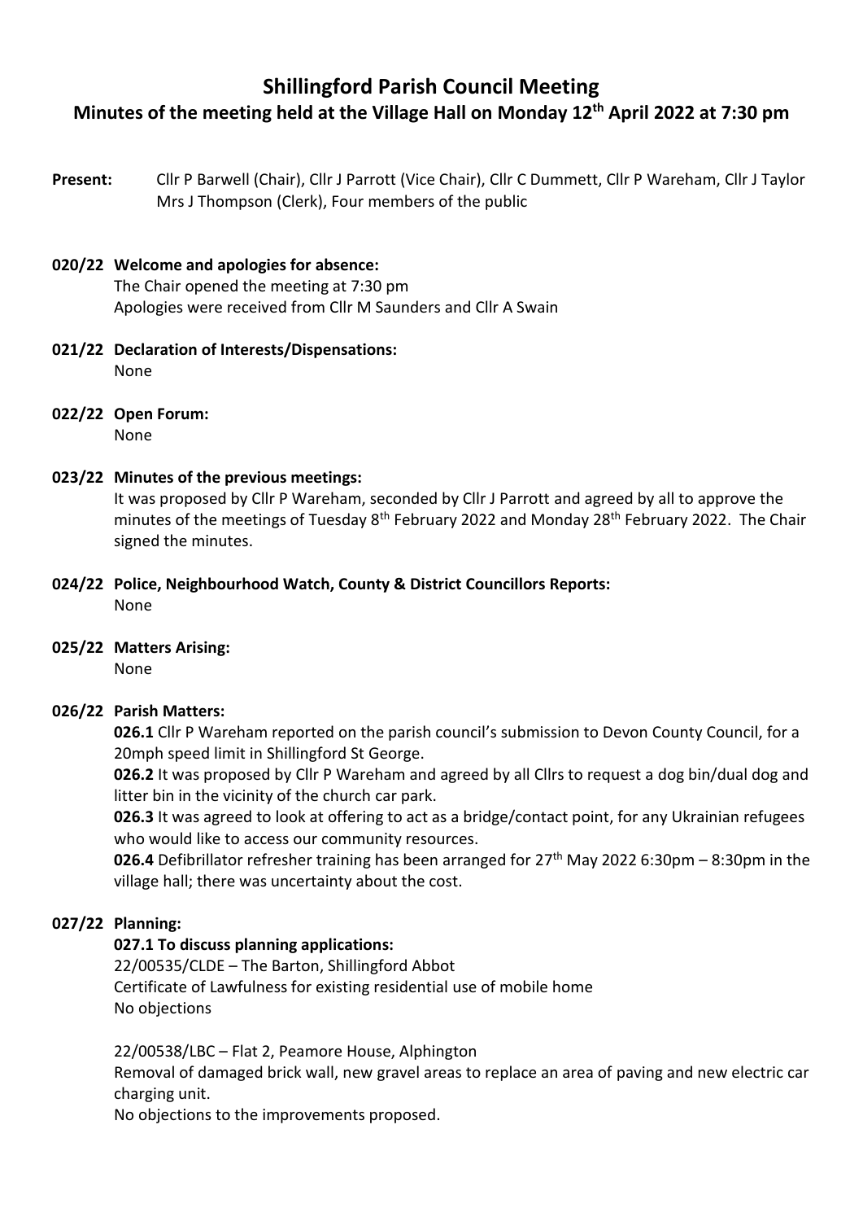# Shillingford Parish Council Meeting

## Minutes of the meeting held at the Village Hall on Monday 12th April 2022 at 7:30 pm

**Present:** Cllr P Barwell (Chair), Cllr J Parrott (Vice Chair), Cllr C Dummett, Cllr P Wareham, Cllr J Taylor Mrs J Thompson (Clerk), Four members of the public

**020/22 Welcome and apologies for absence:**
The Chair opened the meeting at 7:30 pm
Apologies were received from Cllr M Saunders and Cllr A Swain

**021/22 Declaration of Interests/Dispensations:**
None

**022/22 Open Forum:**
None

**023/22 Minutes of the previous meetings:**
It was proposed by Cllr P Wareham, seconded by Cllr J Parrott and agreed by all to approve the minutes of the meetings of Tuesday 8th February 2022 and Monday 28th February 2022. The Chair signed the minutes.

**024/22 Police, Neighbourhood Watch, County & District Councillors Reports:**
None

**025/22 Matters Arising:**
None

**026/22 Parish Matters:**

**026.1** Cllr P Wareham reported on the parish council's submission to Devon County Council, for a 20mph speed limit in Shillingford St George.

**026.2** It was proposed by Cllr P Wareham and agreed by all Cllrs to request a dog bin/dual dog and litter bin in the vicinity of the church car park.

**026.3** It was agreed to look at offering to act as a bridge/contact point, for any Ukrainian refugees who would like to access our community resources.

**026.4** Defibrillator refresher training has been arranged for 27th May 2022 6:30pm – 8:30pm in the village hall; there was uncertainty about the cost.

**027/22 Planning:**

**027.1 To discuss planning applications:**

22/00535/CLDE – The Barton, Shillingford Abbot
Certificate of Lawfulness for existing residential use of mobile home
No objections

22/00538/LBC – Flat 2, Peamore House, Alphington
Removal of damaged brick wall, new gravel areas to replace an area of paving and new electric car charging unit.
No objections to the improvements proposed.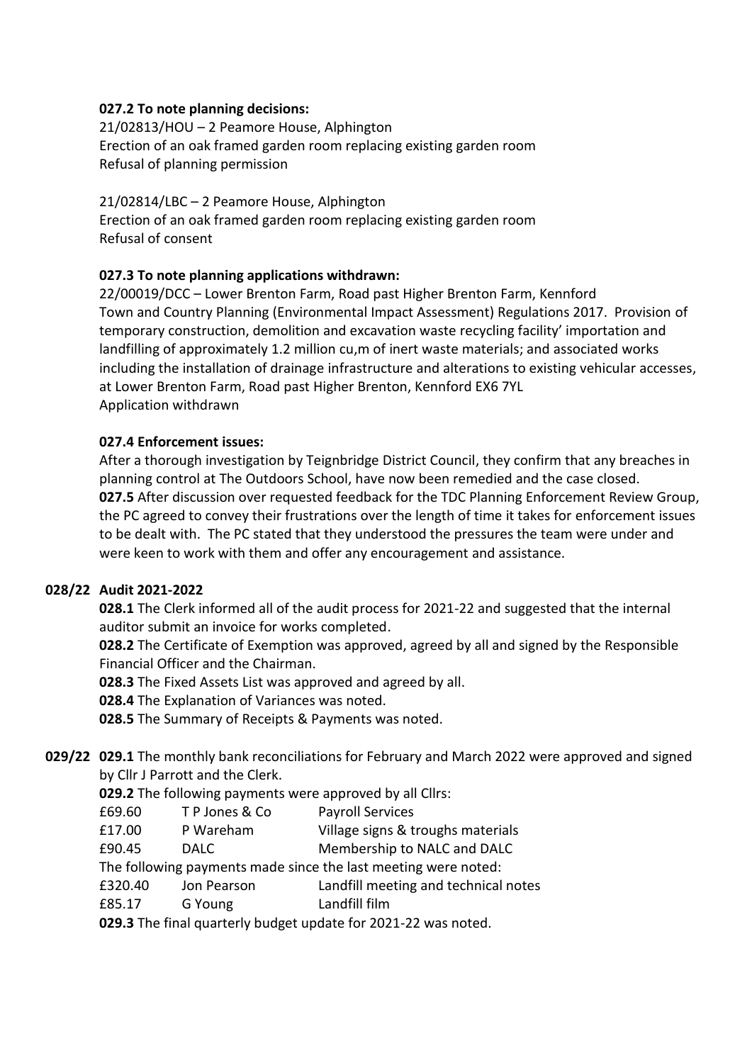**027.2 To note planning decisions:**

21/02813/HOU – 2 Peamore House, Alphington
Erection of an oak framed garden room replacing existing garden room
Refusal of planning permission

21/02814/LBC – 2 Peamore House, Alphington
Erection of an oak framed garden room replacing existing garden room
Refusal of consent

**027.3 To note planning applications withdrawn:**

22/00019/DCC – Lower Brenton Farm, Road past Higher Brenton Farm, Kennford
Town and Country Planning (Environmental Impact Assessment) Regulations 2017. Provision of temporary construction, demolition and excavation waste recycling facility' importation and landfilling of approximately 1.2 million cu,m of inert waste materials; and associated works including the installation of drainage infrastructure and alterations to existing vehicular accesses, at Lower Brenton Farm, Road past Higher Brenton, Kennford EX6 7YL
Application withdrawn

**027.4 Enforcement issues:**

After a thorough investigation by Teignbridge District Council, they confirm that any breaches in planning control at The Outdoors School, have now been remedied and the case closed.
**027.5** After discussion over requested feedback for the TDC Planning Enforcement Review Group, the PC agreed to convey their frustrations over the length of time it takes for enforcement issues to be dealt with. The PC stated that they understood the pressures the team were under and were keen to work with them and offer any encouragement and assistance.

**028/22 Audit 2021-2022**

**028.1** The Clerk informed all of the audit process for 2021-22 and suggested that the internal auditor submit an invoice for works completed.
**028.2** The Certificate of Exemption was approved, agreed by all and signed by the Responsible Financial Officer and the Chairman.
**028.3** The Fixed Assets List was approved and agreed by all.
**028.4** The Explanation of Variances was noted.
**028.5** The Summary of Receipts & Payments was noted.

**029/22** **029.1** The monthly bank reconciliations for February and March 2022 were approved and signed by Cllr J Parrott and the Clerk.

**029.2** The following payments were approved by all Cllrs:

| | | |
|---|---|---|
| £69.60 | T P Jones & Co | Payroll Services |
| £17.00 | P Wareham | Village signs & troughs materials |
| £90.45 | DALC | Membership to NALC and DALC |

The following payments made since the last meeting were noted:

| | | |
|---|---|---|
| £320.40 | Jon Pearson | Landfill meeting and technical notes |
| £85.17 | G Young | Landfill film |

**029.3** The final quarterly budget update for 2021-22 was noted.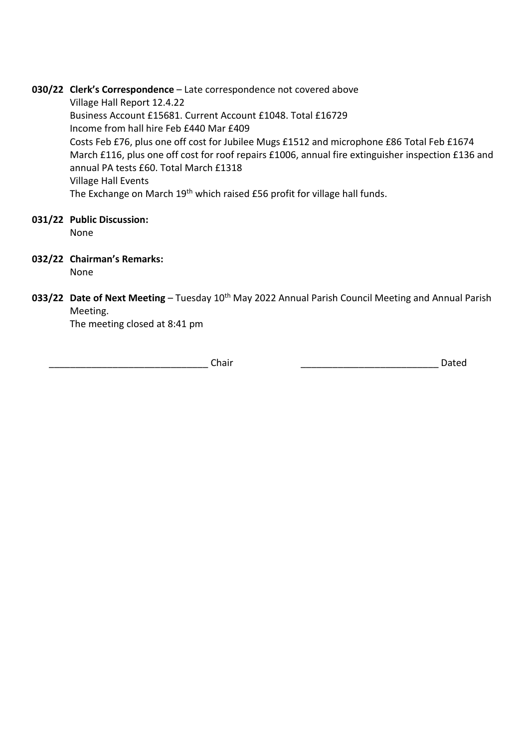**030/22 Clerk's Correspondence** – Late correspondence not covered above

Village Hall Report 12.4.22

Business Account £15681. Current Account £1048. Total £16729

Income from hall hire Feb £440 Mar £409

Costs Feb £76, plus one off cost for Jubilee Mugs £1512 and microphone £86 Total Feb £1674

March £116, plus one off cost for roof repairs £1006, annual fire extinguisher inspection £136 and annual PA tests £60. Total March £1318

Village Hall Events

The Exchange on March 19th which raised £56 profit for village hall funds.

**031/22 Public Discussion:**

None

**032/22 Chairman's Remarks:**

None

**033/22 Date of Next Meeting** – Tuesday 10th May 2022 Annual Parish Council Meeting and Annual Parish Meeting.

The meeting closed at 8:41 pm

_____________________________ Chair _________________________ Dated